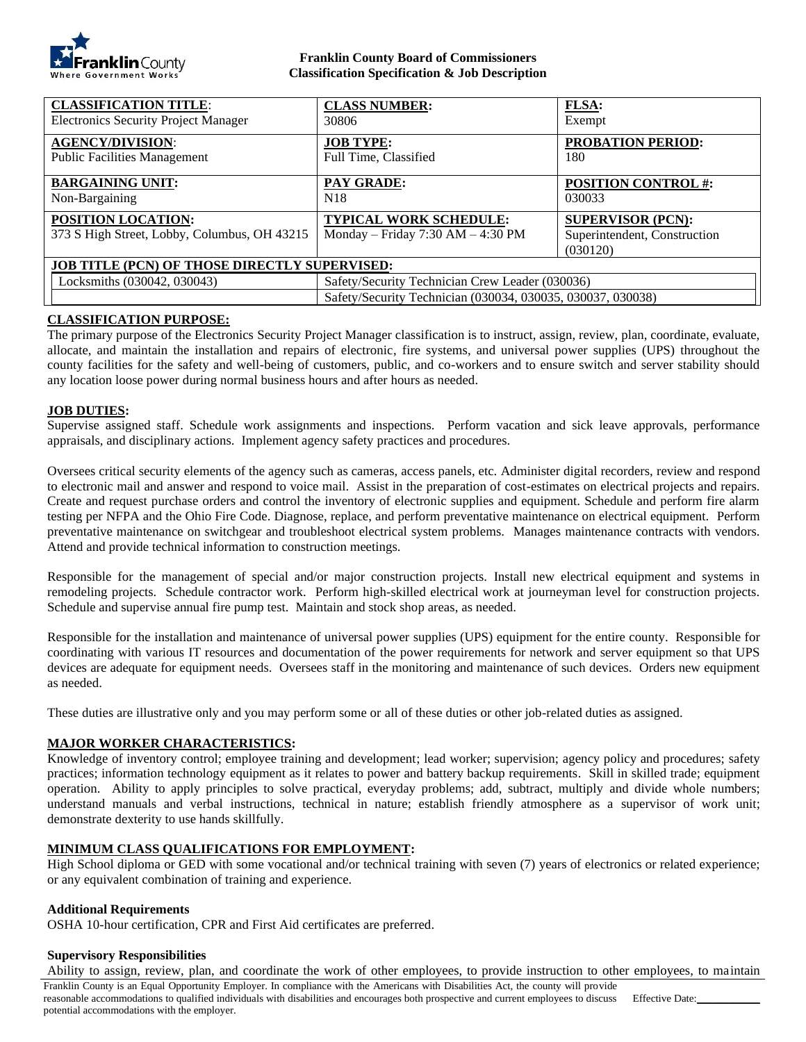**Franklin County Board of Commissioners**
**Classification Specification & Job Description**

| **CLASSIFICATION TITLE**: | **CLASS NUMBER:** | **FLSA:** |
|---|---|---|
| Electronics Security Project Manager | 30806 | Exempt |
| **AGENCY/DIVISION**: | **JOB TYPE:** | **PROBATION PERIOD:** |
| Public Facilities Management | Full Time, Classified | 180 |
| **BARGAINING UNIT:** | **PAY GRADE:** | **POSITION CONTROL #:** |
| Non-Bargaining | N18 | 030033 |
| **POSITION LOCATION:** | **TYPICAL WORK SCHEDULE:** | **SUPERVISOR (PCN):** |
| 373 S High Street, Lobby, Columbus, OH 43215 | Monday – Friday 7:30 AM – 4:30 PM | Superintendent, Construction (030120) |
| **JOB TITLE (PCN) OF THOSE DIRECTLY SUPERVISED:** | | |
| Locksmiths (030042, 030043) | Safety/Security Technician Crew Leader (030036) | |
| | Safety/Security Technician (030034, 030035, 030037, 030038) | |

## CLASSIFICATION PURPOSE:

The primary purpose of the Electronics Security Project Manager classification is to instruct, assign, review, plan, coordinate, evaluate, allocate, and maintain the installation and repairs of electronic, fire systems, and universal power supplies (UPS) throughout the county facilities for the safety and well-being of customers, public, and co-workers and to ensure switch and server stability should any location loose power during normal business hours and after hours as needed.

## JOB DUTIES:

Supervise assigned staff. Schedule work assignments and inspections. Perform vacation and sick leave approvals, performance appraisals, and disciplinary actions. Implement agency safety practices and procedures.

Oversees critical security elements of the agency such as cameras, access panels, etc. Administer digital recorders, review and respond to electronic mail and answer and respond to voice mail. Assist in the preparation of cost-estimates on electrical projects and repairs. Create and request purchase orders and control the inventory of electronic supplies and equipment. Schedule and perform fire alarm testing per NFPA and the Ohio Fire Code. Diagnose, replace, and perform preventative maintenance on electrical equipment. Perform preventative maintenance on switchgear and troubleshoot electrical system problems. Manages maintenance contracts with vendors. Attend and provide technical information to construction meetings.

Responsible for the management of special and/or major construction projects. Install new electrical equipment and systems in remodeling projects. Schedule contractor work. Perform high-skilled electrical work at journeyman level for construction projects. Schedule and supervise annual fire pump test. Maintain and stock shop areas, as needed.

Responsible for the installation and maintenance of universal power supplies (UPS) equipment for the entire county. Responsible for coordinating with various IT resources and documentation of the power requirements for network and server equipment so that UPS devices are adequate for equipment needs. Oversees staff in the monitoring and maintenance of such devices. Orders new equipment as needed.

These duties are illustrative only and you may perform some or all of these duties or other job-related duties as assigned.

## MAJOR WORKER CHARACTERISTICS:

Knowledge of inventory control; employee training and development; lead worker; supervision; agency policy and procedures; safety practices; information technology equipment as it relates to power and battery backup requirements. Skill in skilled trade; equipment operation. Ability to apply principles to solve practical, everyday problems; add, subtract, multiply and divide whole numbers; understand manuals and verbal instructions, technical in nature; establish friendly atmosphere as a supervisor of work unit; demonstrate dexterity to use hands skillfully.

## MINIMUM CLASS QUALIFICATIONS FOR EMPLOYMENT:

High School diploma or GED with some vocational and/or technical training with seven (7) years of electronics or related experience; or any equivalent combination of training and experience.

### Additional Requirements

OSHA 10-hour certification, CPR and First Aid certificates are preferred.

### Supervisory Responsibilities

Ability to assign, review, plan, and coordinate the work of other employees, to provide instruction to other employees, to maintain

Franklin County is an Equal Opportunity Employer. In compliance with the Americans with Disabilities Act, the county will provide reasonable accommodations to qualified individuals with disabilities and encourages both prospective and current employees to discuss potential accommodations with the employer.

Effective Date:___________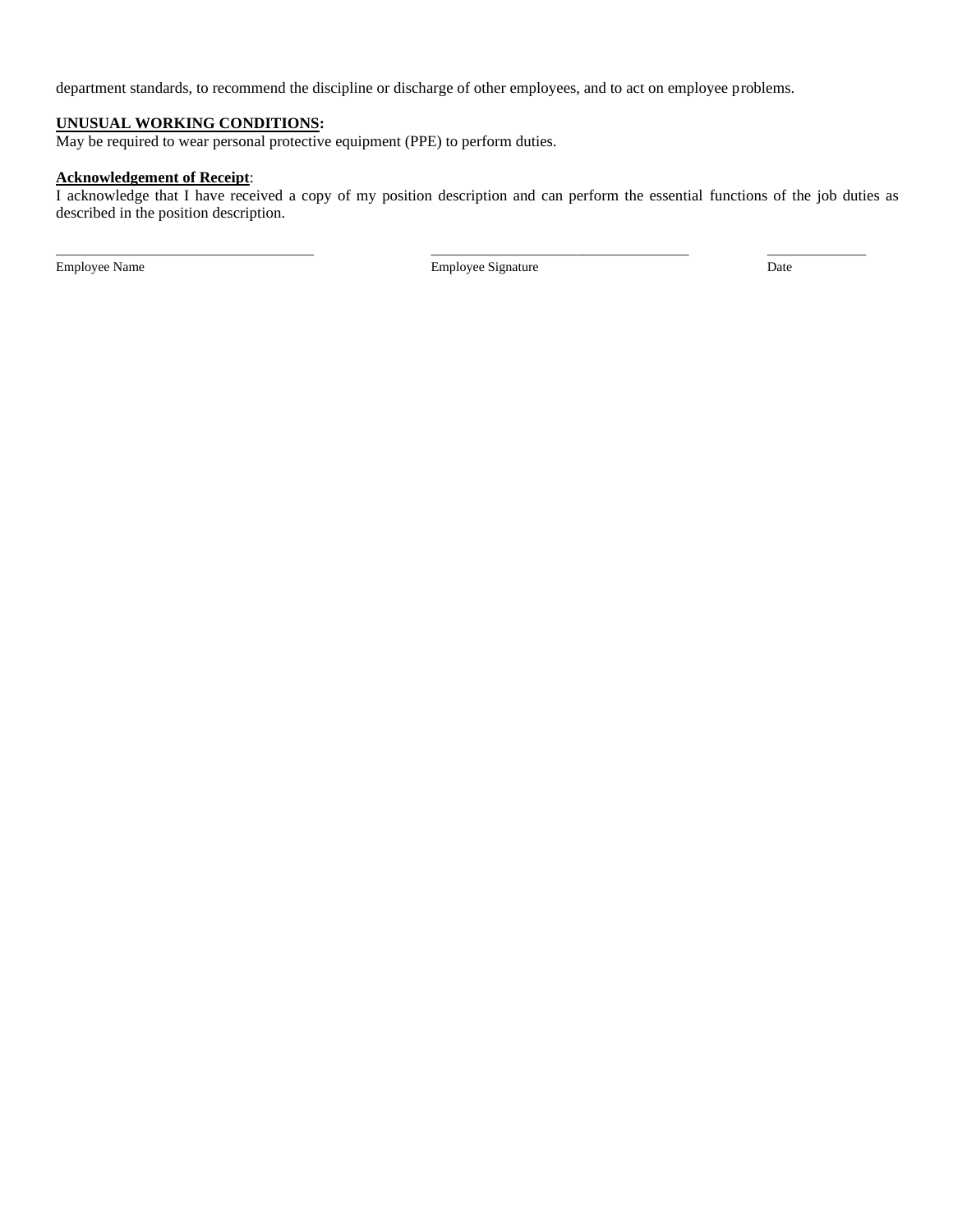department standards, to recommend the discipline or discharge of other employees, and to act on employee problems.

**UNUSUAL WORKING CONDITIONS:**
May be required to wear personal protective equipment (PPE) to perform duties.

**Acknowledgement of Receipt**:
I acknowledge that I have received a copy of my position description and can perform the essential functions of the job duties as described in the position description.

| | | |
|---|---|---|
| ___________________________________ | ___________________________________ | ______________ |
| Employee Name | Employee Signature | Date |